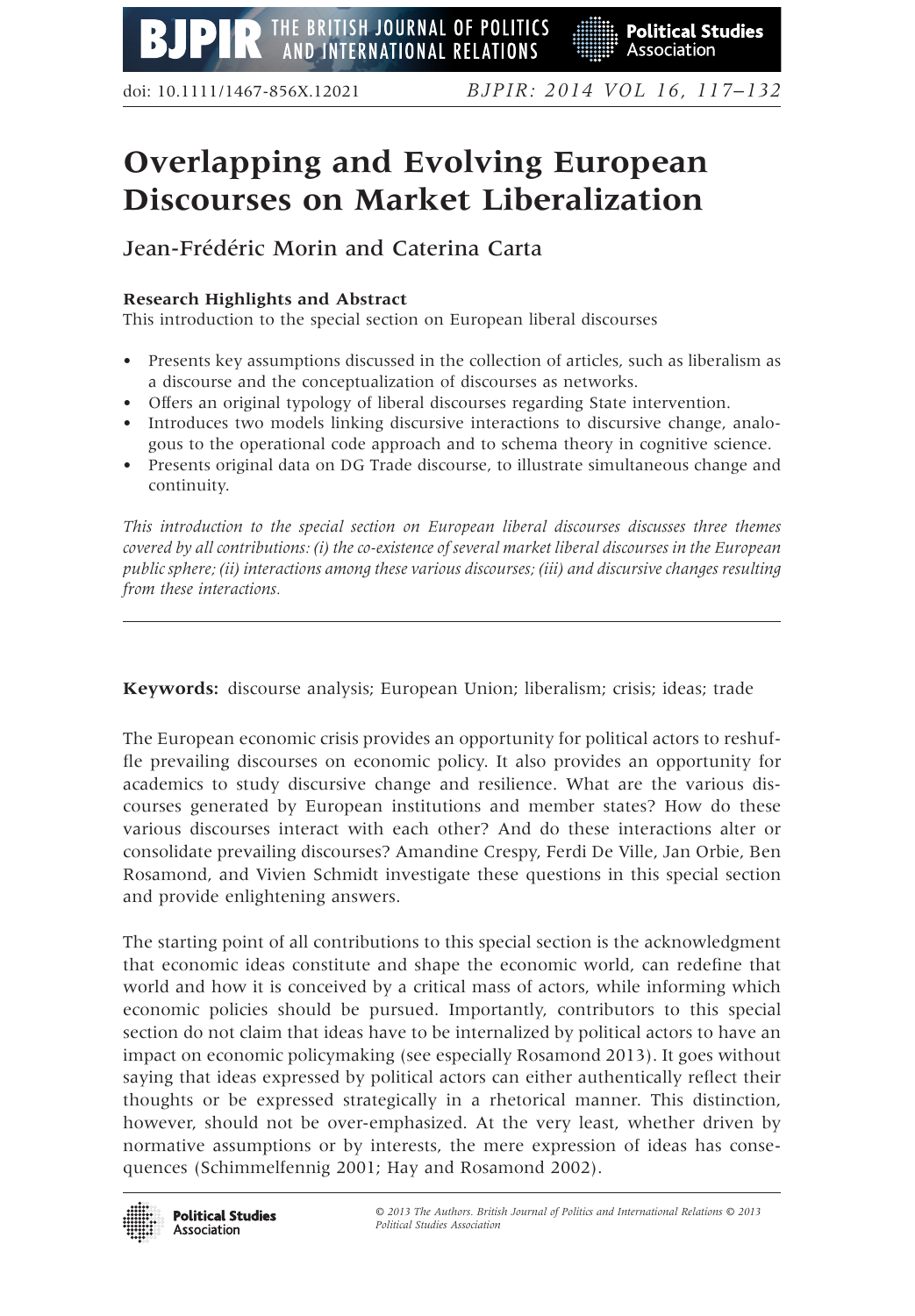# Overlapping and Evolving European Discourses on Market Liberalization

Jean-Frédéric Morin and Caterina Carta

**Research Highlights and Abstract**

This introduction to the special section on European liberal discourses

- Presents key assumptions discussed in the collection of articles, such as liberalism as a discourse and the conceptualization of discourses as networks.
- Offers an original typology of liberal discourses regarding State intervention.
- Introduces two models linking discursive interactions to discursive change, analogous to the operational code approach and to schema theory in cognitive science.
- Presents original data on DG Trade discourse, to illustrate simultaneous change and continuity.

*This introduction to the special section on European liberal discourses discusses three themes covered by all contributions: (i) the co-existence of several market liberal discourses in the European public sphere; (ii) interactions among these various discourses; (iii) and discursive changes resulting from these interactions.*

---

**Keywords:** discourse analysis; European Union; liberalism; crisis; ideas; trade

The European economic crisis provides an opportunity for political actors to reshuffle prevailing discourses on economic policy. It also provides an opportunity for academics to study discursive change and resilience. What are the various discourses generated by European institutions and member states? How do these various discourses interact with each other? And do these interactions alter or consolidate prevailing discourses? Amandine Crespy, Ferdi De Ville, Jan Orbie, Ben Rosamond, and Vivien Schmidt investigate these questions in this special section and provide enlightening answers.

The starting point of all contributions to this special section is the acknowledgment that economic ideas constitute and shape the economic world, can redefine that world and how it is conceived by a critical mass of actors, while informing which economic policies should be pursued. Importantly, contributors to this special section do not claim that ideas have to be internalized by political actors to have an impact on economic policymaking (see especially Rosamond 2013). It goes without saying that ideas expressed by political actors can either authentically reflect their thoughts or be expressed strategically in a rhetorical manner. This distinction, however, should not be over-emphasized. At the very least, whether driven by normative assumptions or by interests, the mere expression of ideas has consequences (Schimmelfennig 2001; Hay and Rosamond 2002).

*© 2013 The Authors. British Journal of Politics and International Relations © 2013 Political Studies Association*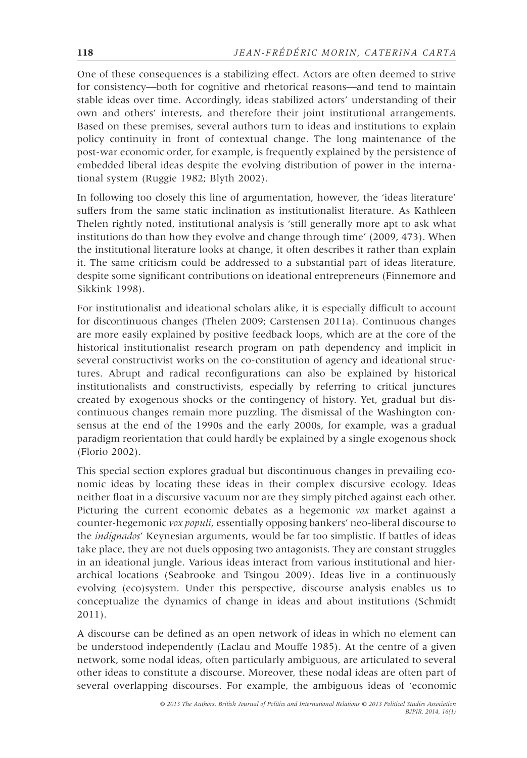One of these consequences is a stabilizing effect. Actors are often deemed to strive for consistency—both for cognitive and rhetorical reasons—and tend to maintain stable ideas over time. Accordingly, ideas stabilized actors' understanding of their own and others' interests, and therefore their joint institutional arrangements. Based on these premises, several authors turn to ideas and institutions to explain policy continuity in front of contextual change. The long maintenance of the post-war economic order, for example, is frequently explained by the persistence of embedded liberal ideas despite the evolving distribution of power in the international system (Ruggie 1982; Blyth 2002).

In following too closely this line of argumentation, however, the 'ideas literature' suffers from the same static inclination as institutionalist literature. As Kathleen Thelen rightly noted, institutional analysis is 'still generally more apt to ask what institutions do than how they evolve and change through time' (2009, 473). When the institutional literature looks at change, it often describes it rather than explain it. The same criticism could be addressed to a substantial part of ideas literature, despite some significant contributions on ideational entrepreneurs (Finnemore and Sikkink 1998).

For institutionalist and ideational scholars alike, it is especially difficult to account for discontinuous changes (Thelen 2009; Carstensen 2011a). Continuous changes are more easily explained by positive feedback loops, which are at the core of the historical institutionalist research program on path dependency and implicit in several constructivist works on the co-constitution of agency and ideational structures. Abrupt and radical reconfigurations can also be explained by historical institutionalists and constructivists, especially by referring to critical junctures created by exogenous shocks or the contingency of history. Yet, gradual but discontinuous changes remain more puzzling. The dismissal of the Washington consensus at the end of the 1990s and the early 2000s, for example, was a gradual paradigm reorientation that could hardly be explained by a single exogenous shock (Florio 2002).

This special section explores gradual but discontinuous changes in prevailing economic ideas by locating these ideas in their complex discursive ecology. Ideas neither float in a discursive vacuum nor are they simply pitched against each other. Picturing the current economic debates as a hegemonic *vox* market against a counter-hegemonic *vox populi*, essentially opposing bankers' neo-liberal discourse to the *indignados*' Keynesian arguments, would be far too simplistic. If battles of ideas take place, they are not duels opposing two antagonists. They are constant struggles in an ideational jungle. Various ideas interact from various institutional and hierarchical locations (Seabrooke and Tsingou 2009). Ideas live in a continuously evolving (eco)system. Under this perspective, discourse analysis enables us to conceptualize the dynamics of change in ideas and about institutions (Schmidt 2011).

A discourse can be defined as an open network of ideas in which no element can be understood independently (Laclau and Mouffe 1985). At the centre of a given network, some nodal ideas, often particularly ambiguous, are articulated to several other ideas to constitute a discourse. Moreover, these nodal ideas are often part of several overlapping discourses. For example, the ambiguous ideas of 'economic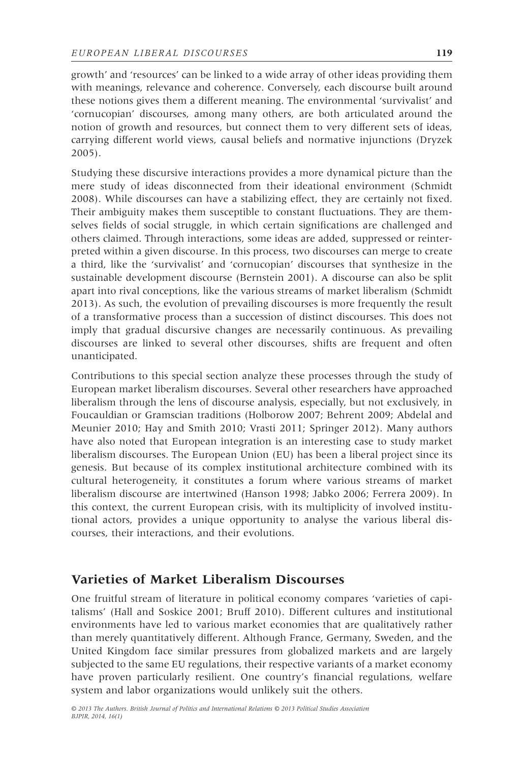growth' and 'resources' can be linked to a wide array of other ideas providing them with meanings, relevance and coherence. Conversely, each discourse built around these notions gives them a different meaning. The environmental 'survivalist' and 'cornucopian' discourses, among many others, are both articulated around the notion of growth and resources, but connect them to very different sets of ideas, carrying different world views, causal beliefs and normative injunctions (Dryzek 2005).

Studying these discursive interactions provides a more dynamical picture than the mere study of ideas disconnected from their ideational environment (Schmidt 2008). While discourses can have a stabilizing effect, they are certainly not fixed. Their ambiguity makes them susceptible to constant fluctuations. They are themselves fields of social struggle, in which certain significations are challenged and others claimed. Through interactions, some ideas are added, suppressed or reinterpreted within a given discourse. In this process, two discourses can merge to create a third, like the 'survivalist' and 'cornucopian' discourses that synthesize in the sustainable development discourse (Bernstein 2001). A discourse can also be split apart into rival conceptions, like the various streams of market liberalism (Schmidt 2013). As such, the evolution of prevailing discourses is more frequently the result of a transformative process than a succession of distinct discourses. This does not imply that gradual discursive changes are necessarily continuous. As prevailing discourses are linked to several other discourses, shifts are frequent and often unanticipated.

Contributions to this special section analyze these processes through the study of European market liberalism discourses. Several other researchers have approached liberalism through the lens of discourse analysis, especially, but not exclusively, in Foucauldian or Gramscian traditions (Holborow 2007; Behrent 2009; Abdelal and Meunier 2010; Hay and Smith 2010; Vrasti 2011; Springer 2012). Many authors have also noted that European integration is an interesting case to study market liberalism discourses. The European Union (EU) has been a liberal project since its genesis. But because of its complex institutional architecture combined with its cultural heterogeneity, it constitutes a forum where various streams of market liberalism discourse are intertwined (Hanson 1998; Jabko 2006; Ferrera 2009). In this context, the current European crisis, with its multiplicity of involved institutional actors, provides a unique opportunity to analyse the various liberal discourses, their interactions, and their evolutions.

## Varieties of Market Liberalism Discourses

One fruitful stream of literature in political economy compares 'varieties of capitalisms' (Hall and Soskice 2001; Bruff 2010). Different cultures and institutional environments have led to various market economies that are qualitatively rather than merely quantitatively different. Although France, Germany, Sweden, and the United Kingdom face similar pressures from globalized markets and are largely subjected to the same EU regulations, their respective variants of a market economy have proven particularly resilient. One country's financial regulations, welfare system and labor organizations would unlikely suit the others.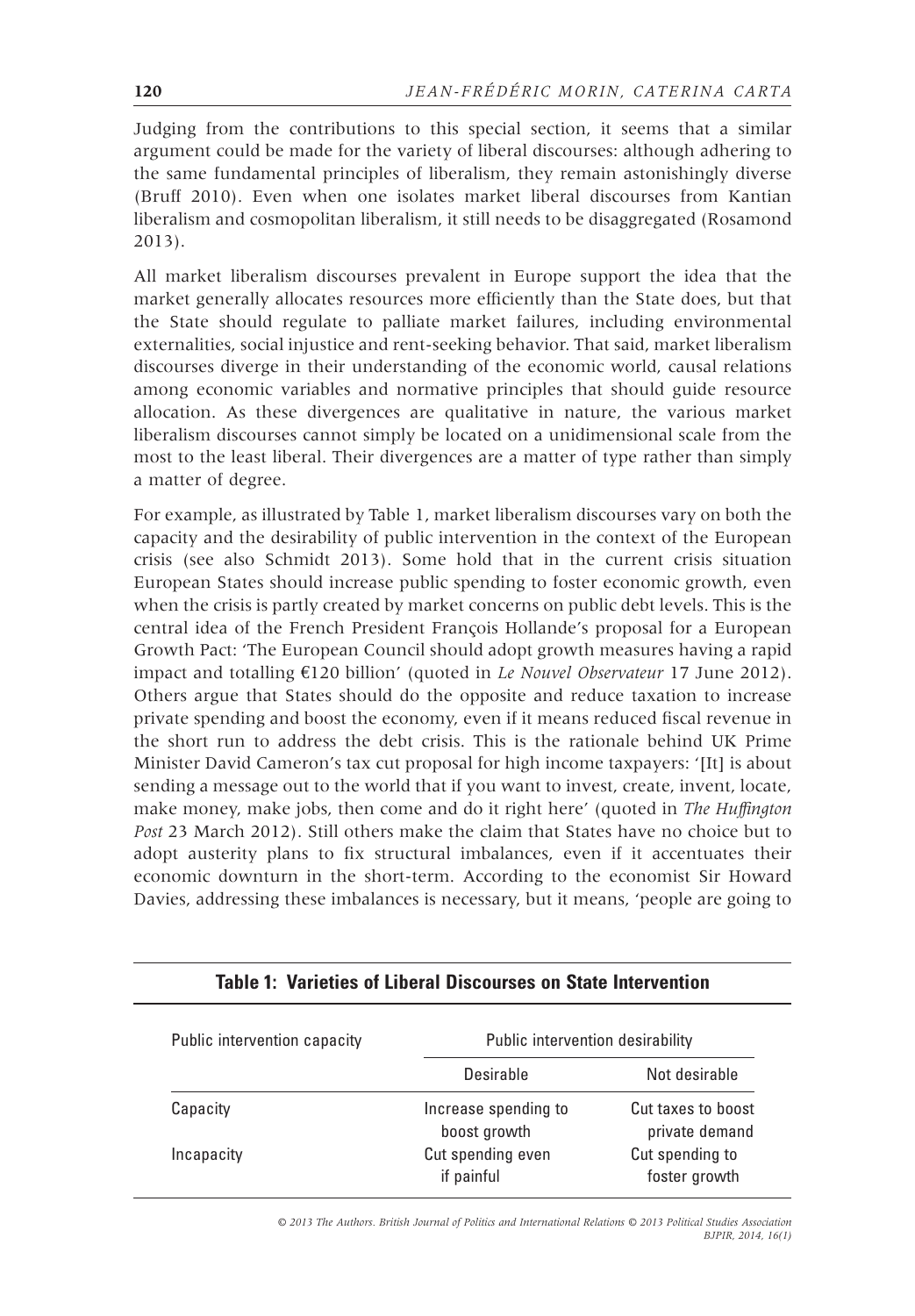Judging from the contributions to this special section, it seems that a similar argument could be made for the variety of liberal discourses: although adhering to the same fundamental principles of liberalism, they remain astonishingly diverse (Bruff 2010). Even when one isolates market liberal discourses from Kantian liberalism and cosmopolitan liberalism, it still needs to be disaggregated (Rosamond 2013).

All market liberalism discourses prevalent in Europe support the idea that the market generally allocates resources more efficiently than the State does, but that the State should regulate to palliate market failures, including environmental externalities, social injustice and rent-seeking behavior. That said, market liberalism discourses diverge in their understanding of the economic world, causal relations among economic variables and normative principles that should guide resource allocation. As these divergences are qualitative in nature, the various market liberalism discourses cannot simply be located on a unidimensional scale from the most to the least liberal. Their divergences are a matter of type rather than simply a matter of degree.

For example, as illustrated by Table 1, market liberalism discourses vary on both the capacity and the desirability of public intervention in the context of the European crisis (see also Schmidt 2013). Some hold that in the current crisis situation European States should increase public spending to foster economic growth, even when the crisis is partly created by market concerns on public debt levels. This is the central idea of the French President François Hollande's proposal for a European Growth Pact: 'The European Council should adopt growth measures having a rapid impact and totalling €120 billion' (quoted in *Le Nouvel Observateur* 17 June 2012). Others argue that States should do the opposite and reduce taxation to increase private spending and boost the economy, even if it means reduced fiscal revenue in the short run to address the debt crisis. This is the rationale behind UK Prime Minister David Cameron's tax cut proposal for high income taxpayers: '[It] is about sending a message out to the world that if you want to invest, create, invent, locate, make money, make jobs, then come and do it right here' (quoted in *The Huffington Post* 23 March 2012). Still others make the claim that States have no choice but to adopt austerity plans to fix structural imbalances, even if it accentuates their economic downturn in the short-term. According to the economist Sir Howard Davies, addressing these imbalances is necessary, but it means, 'people are going to

**Table 1: Varieties of Liberal Discourses on State Intervention**

| Public intervention capacity | Public intervention desirability | |
|---|---|---|
| | Desirable | Not desirable |
| Capacity | Increase spending to boost growth | Cut taxes to boost private demand |
| Incapacity | Cut spending even if painful | Cut spending to foster growth |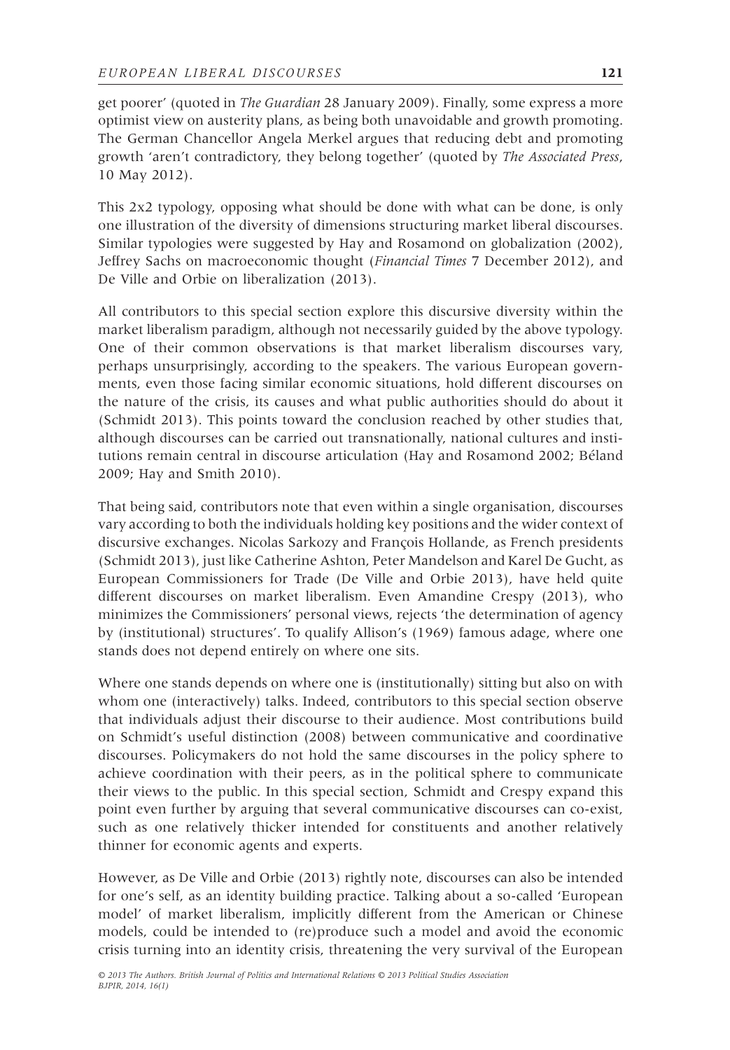get poorer' (quoted in *The Guardian* 28 January 2009). Finally, some express a more optimist view on austerity plans, as being both unavoidable and growth promoting. The German Chancellor Angela Merkel argues that reducing debt and promoting growth 'aren't contradictory, they belong together' (quoted by *The Associated Press*, 10 May 2012).

This 2x2 typology, opposing what should be done with what can be done, is only one illustration of the diversity of dimensions structuring market liberal discourses. Similar typologies were suggested by Hay and Rosamond on globalization (2002), Jeffrey Sachs on macroeconomic thought (*Financial Times* 7 December 2012), and De Ville and Orbie on liberalization (2013).

All contributors to this special section explore this discursive diversity within the market liberalism paradigm, although not necessarily guided by the above typology. One of their common observations is that market liberalism discourses vary, perhaps unsurprisingly, according to the speakers. The various European governments, even those facing similar economic situations, hold different discourses on the nature of the crisis, its causes and what public authorities should do about it (Schmidt 2013). This points toward the conclusion reached by other studies that, although discourses can be carried out transnationally, national cultures and institutions remain central in discourse articulation (Hay and Rosamond 2002; Béland 2009; Hay and Smith 2010).

That being said, contributors note that even within a single organisation, discourses vary according to both the individuals holding key positions and the wider context of discursive exchanges. Nicolas Sarkozy and François Hollande, as French presidents (Schmidt 2013), just like Catherine Ashton, Peter Mandelson and Karel De Gucht, as European Commissioners for Trade (De Ville and Orbie 2013), have held quite different discourses on market liberalism. Even Amandine Crespy (2013), who minimizes the Commissioners' personal views, rejects 'the determination of agency by (institutional) structures'. To qualify Allison's (1969) famous adage, where one stands does not depend entirely on where one sits.

Where one stands depends on where one is (institutionally) sitting but also on with whom one (interactively) talks. Indeed, contributors to this special section observe that individuals adjust their discourse to their audience. Most contributions build on Schmidt's useful distinction (2008) between communicative and coordinative discourses. Policymakers do not hold the same discourses in the policy sphere to achieve coordination with their peers, as in the political sphere to communicate their views to the public. In this special section, Schmidt and Crespy expand this point even further by arguing that several communicative discourses can co-exist, such as one relatively thicker intended for constituents and another relatively thinner for economic agents and experts.

However, as De Ville and Orbie (2013) rightly note, discourses can also be intended for one's self, as an identity building practice. Talking about a so-called 'European model' of market liberalism, implicitly different from the American or Chinese models, could be intended to (re)produce such a model and avoid the economic crisis turning into an identity crisis, threatening the very survival of the European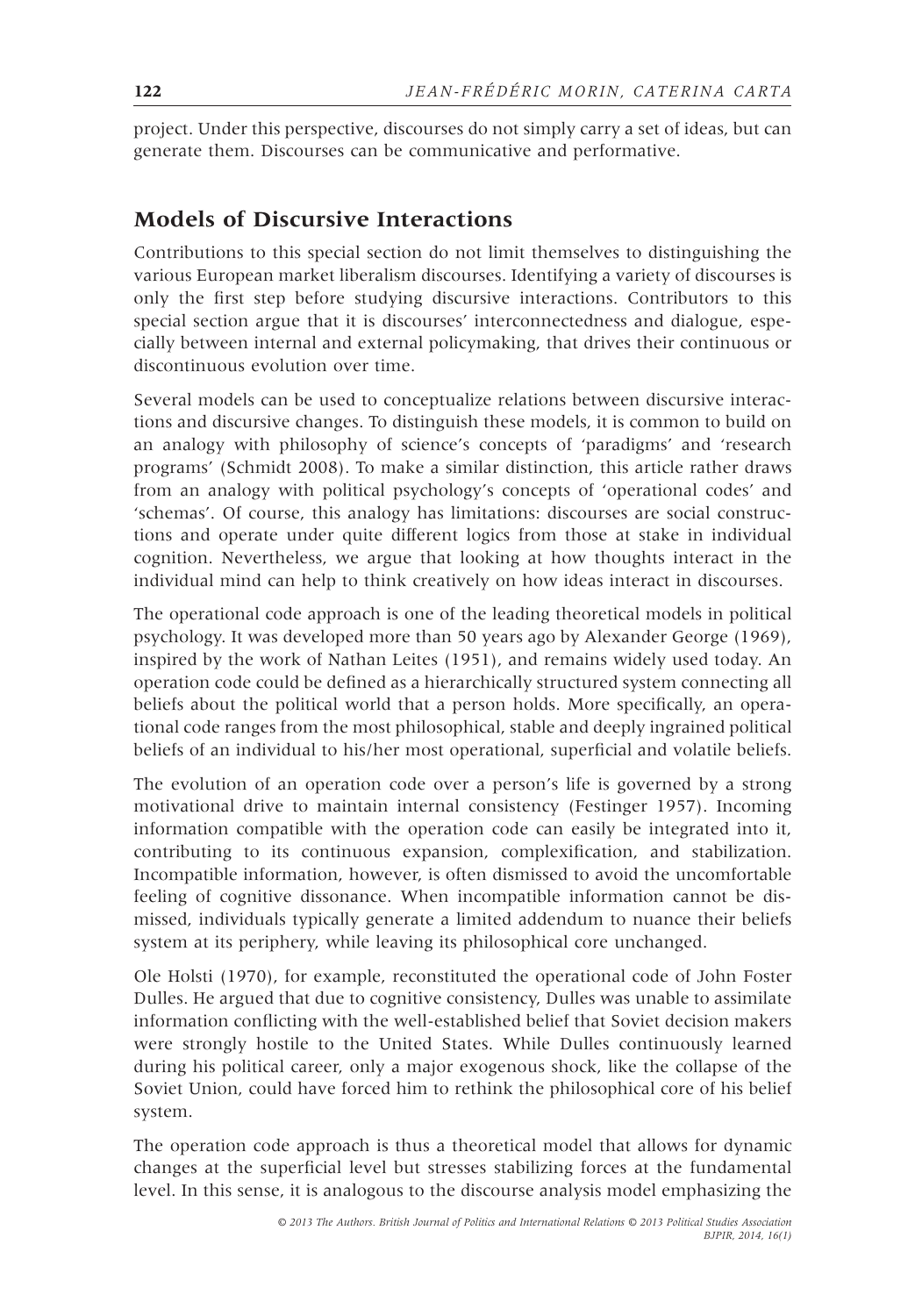project. Under this perspective, discourses do not simply carry a set of ideas, but can generate them. Discourses can be communicative and performative.

## Models of Discursive Interactions

Contributions to this special section do not limit themselves to distinguishing the various European market liberalism discourses. Identifying a variety of discourses is only the first step before studying discursive interactions. Contributors to this special section argue that it is discourses' interconnectedness and dialogue, especially between internal and external policymaking, that drives their continuous or discontinuous evolution over time.

Several models can be used to conceptualize relations between discursive interactions and discursive changes. To distinguish these models, it is common to build on an analogy with philosophy of science's concepts of 'paradigms' and 'research programs' (Schmidt 2008). To make a similar distinction, this article rather draws from an analogy with political psychology's concepts of 'operational codes' and 'schemas'. Of course, this analogy has limitations: discourses are social constructions and operate under quite different logics from those at stake in individual cognition. Nevertheless, we argue that looking at how thoughts interact in the individual mind can help to think creatively on how ideas interact in discourses.

The operational code approach is one of the leading theoretical models in political psychology. It was developed more than 50 years ago by Alexander George (1969), inspired by the work of Nathan Leites (1951), and remains widely used today. An operation code could be defined as a hierarchically structured system connecting all beliefs about the political world that a person holds. More specifically, an operational code ranges from the most philosophical, stable and deeply ingrained political beliefs of an individual to his/her most operational, superficial and volatile beliefs.

The evolution of an operation code over a person's life is governed by a strong motivational drive to maintain internal consistency (Festinger 1957). Incoming information compatible with the operation code can easily be integrated into it, contributing to its continuous expansion, complexification, and stabilization. Incompatible information, however, is often dismissed to avoid the uncomfortable feeling of cognitive dissonance. When incompatible information cannot be dismissed, individuals typically generate a limited addendum to nuance their beliefs system at its periphery, while leaving its philosophical core unchanged.

Ole Holsti (1970), for example, reconstituted the operational code of John Foster Dulles. He argued that due to cognitive consistency, Dulles was unable to assimilate information conflicting with the well-established belief that Soviet decision makers were strongly hostile to the United States. While Dulles continuously learned during his political career, only a major exogenous shock, like the collapse of the Soviet Union, could have forced him to rethink the philosophical core of his belief system.

The operation code approach is thus a theoretical model that allows for dynamic changes at the superficial level but stresses stabilizing forces at the fundamental level. In this sense, it is analogous to the discourse analysis model emphasizing the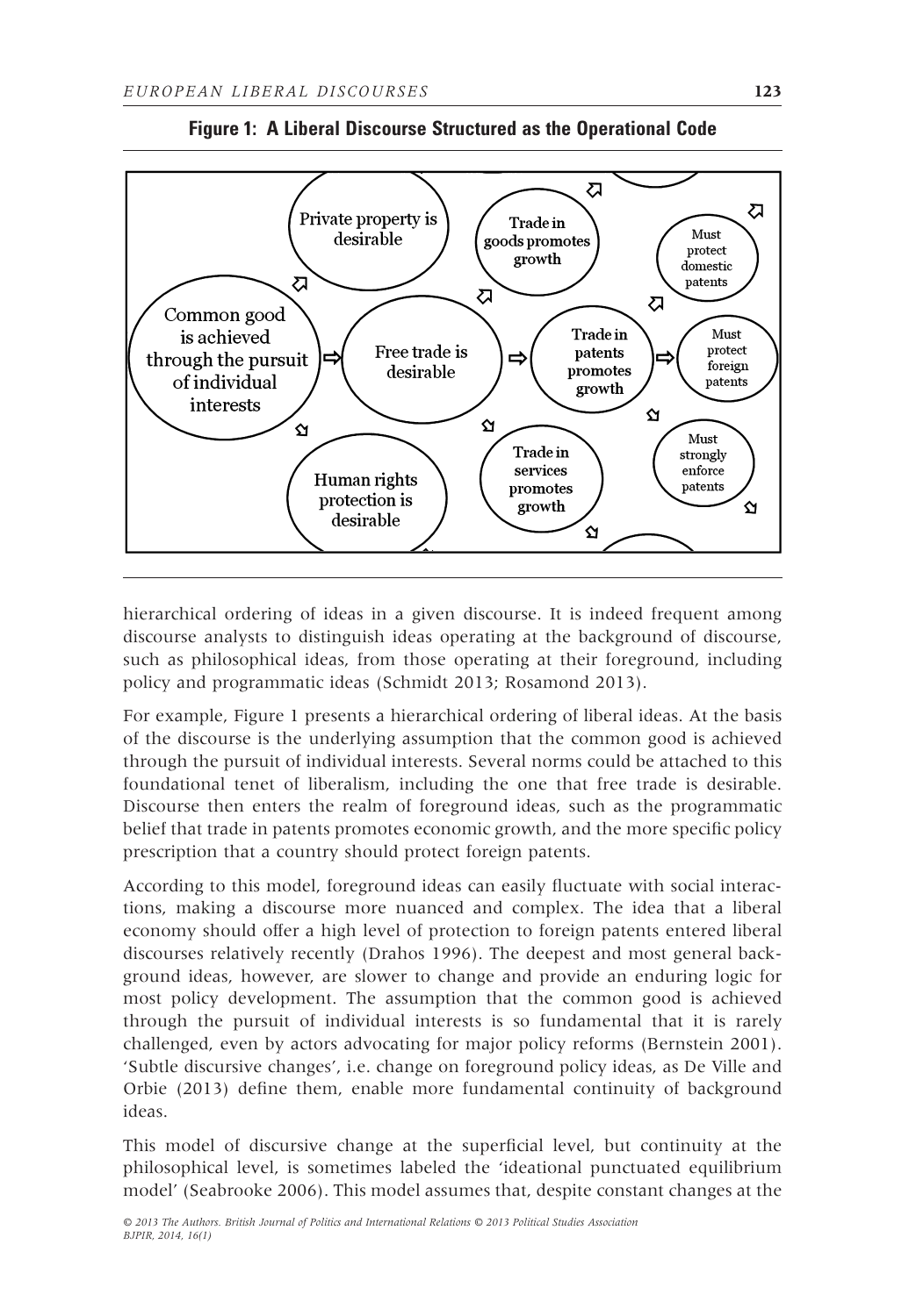**Figure 1: A Liberal Discourse Structured as the Operational Code**

hierarchical ordering of ideas in a given discourse. It is indeed frequent among discourse analysts to distinguish ideas operating at the background of discourse, such as philosophical ideas, from those operating at their foreground, including policy and programmatic ideas (Schmidt 2013; Rosamond 2013).

For example, Figure 1 presents a hierarchical ordering of liberal ideas. At the basis of the discourse is the underlying assumption that the common good is achieved through the pursuit of individual interests. Several norms could be attached to this foundational tenet of liberalism, including the one that free trade is desirable. Discourse then enters the realm of foreground ideas, such as the programmatic belief that trade in patents promotes economic growth, and the more specific policy prescription that a country should protect foreign patents.

According to this model, foreground ideas can easily fluctuate with social interactions, making a discourse more nuanced and complex. The idea that a liberal economy should offer a high level of protection to foreign patents entered liberal discourses relatively recently (Drahos 1996). The deepest and most general background ideas, however, are slower to change and provide an enduring logic for most policy development. The assumption that the common good is achieved through the pursuit of individual interests is so fundamental that it is rarely challenged, even by actors advocating for major policy reforms (Bernstein 2001). 'Subtle discursive changes', i.e. change on foreground policy ideas, as De Ville and Orbie (2013) define them, enable more fundamental continuity of background ideas.

This model of discursive change at the superficial level, but continuity at the philosophical level, is sometimes labeled the 'ideational punctuated equilibrium model' (Seabrooke 2006). This model assumes that, despite constant changes at the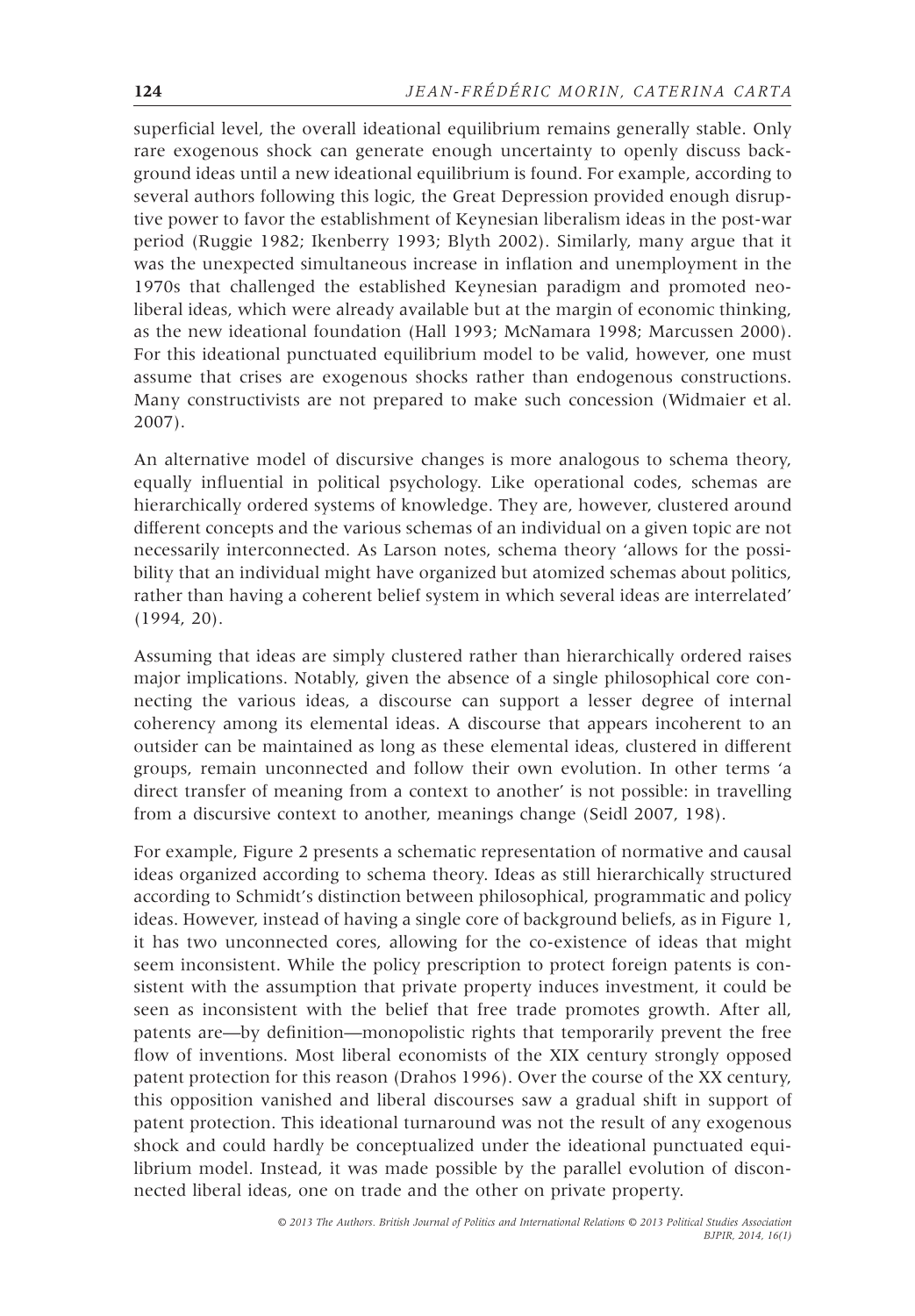superficial level, the overall ideational equilibrium remains generally stable. Only rare exogenous shock can generate enough uncertainty to openly discuss background ideas until a new ideational equilibrium is found. For example, according to several authors following this logic, the Great Depression provided enough disruptive power to favor the establishment of Keynesian liberalism ideas in the post-war period (Ruggie 1982; Ikenberry 1993; Blyth 2002). Similarly, many argue that it was the unexpected simultaneous increase in inflation and unemployment in the 1970s that challenged the established Keynesian paradigm and promoted neoliberal ideas, which were already available but at the margin of economic thinking, as the new ideational foundation (Hall 1993; McNamara 1998; Marcussen 2000). For this ideational punctuated equilibrium model to be valid, however, one must assume that crises are exogenous shocks rather than endogenous constructions. Many constructivists are not prepared to make such concession (Widmaier et al. 2007).

An alternative model of discursive changes is more analogous to schema theory, equally influential in political psychology. Like operational codes, schemas are hierarchically ordered systems of knowledge. They are, however, clustered around different concepts and the various schemas of an individual on a given topic are not necessarily interconnected. As Larson notes, schema theory 'allows for the possibility that an individual might have organized but atomized schemas about politics, rather than having a coherent belief system in which several ideas are interrelated' (1994, 20).

Assuming that ideas are simply clustered rather than hierarchically ordered raises major implications. Notably, given the absence of a single philosophical core connecting the various ideas, a discourse can support a lesser degree of internal coherency among its elemental ideas. A discourse that appears incoherent to an outsider can be maintained as long as these elemental ideas, clustered in different groups, remain unconnected and follow their own evolution. In other terms 'a direct transfer of meaning from a context to another' is not possible: in travelling from a discursive context to another, meanings change (Seidl 2007, 198).

For example, Figure 2 presents a schematic representation of normative and causal ideas organized according to schema theory. Ideas as still hierarchically structured according to Schmidt's distinction between philosophical, programmatic and policy ideas. However, instead of having a single core of background beliefs, as in Figure 1, it has two unconnected cores, allowing for the co-existence of ideas that might seem inconsistent. While the policy prescription to protect foreign patents is consistent with the assumption that private property induces investment, it could be seen as inconsistent with the belief that free trade promotes growth. After all, patents are—by definition—monopolistic rights that temporarily prevent the free flow of inventions. Most liberal economists of the XIX century strongly opposed patent protection for this reason (Drahos 1996). Over the course of the XX century, this opposition vanished and liberal discourses saw a gradual shift in support of patent protection. This ideational turnaround was not the result of any exogenous shock and could hardly be conceptualized under the ideational punctuated equilibrium model. Instead, it was made possible by the parallel evolution of disconnected liberal ideas, one on trade and the other on private property.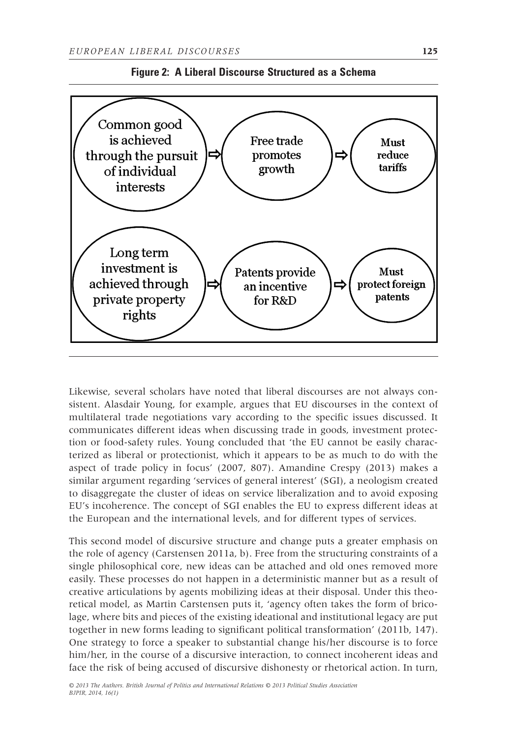**Figure 2: A Liberal Discourse Structured as a Schema**

Common good is achieved through the pursuit of individual interests ⇨ Free trade promotes growth ⇨ **Must reduce tariffs**

Long term investment is achieved through private property rights ⇨ Patents provide an incentive for R&D ⇨ **Must protect foreign patents**

Likewise, several scholars have noted that liberal discourses are not always consistent. Alasdair Young, for example, argues that EU discourses in the context of multilateral trade negotiations vary according to the specific issues discussed. It communicates different ideas when discussing trade in goods, investment protection or food-safety rules. Young concluded that 'the EU cannot be easily characterized as liberal or protectionist, which it appears to be as much to do with the aspect of trade policy in focus' (2007, 807). Amandine Crespy (2013) makes a similar argument regarding 'services of general interest' (SGI), a neologism created to disaggregate the cluster of ideas on service liberalization and to avoid exposing EU's incoherence. The concept of SGI enables the EU to express different ideas at the European and the international levels, and for different types of services.

This second model of discursive structure and change puts a greater emphasis on the role of agency (Carstensen 2011a, b). Free from the structuring constraints of a single philosophical core, new ideas can be attached and old ones removed more easily. These processes do not happen in a deterministic manner but as a result of creative articulations by agents mobilizing ideas at their disposal. Under this theoretical model, as Martin Carstensen puts it, 'agency often takes the form of bricolage, where bits and pieces of the existing ideational and institutional legacy are put together in new forms leading to significant political transformation' (2011b, 147). One strategy to force a speaker to substantial change his/her discourse is to force him/her, in the course of a discursive interaction, to connect incoherent ideas and face the risk of being accused of discursive dishonesty or rhetorical action. In turn,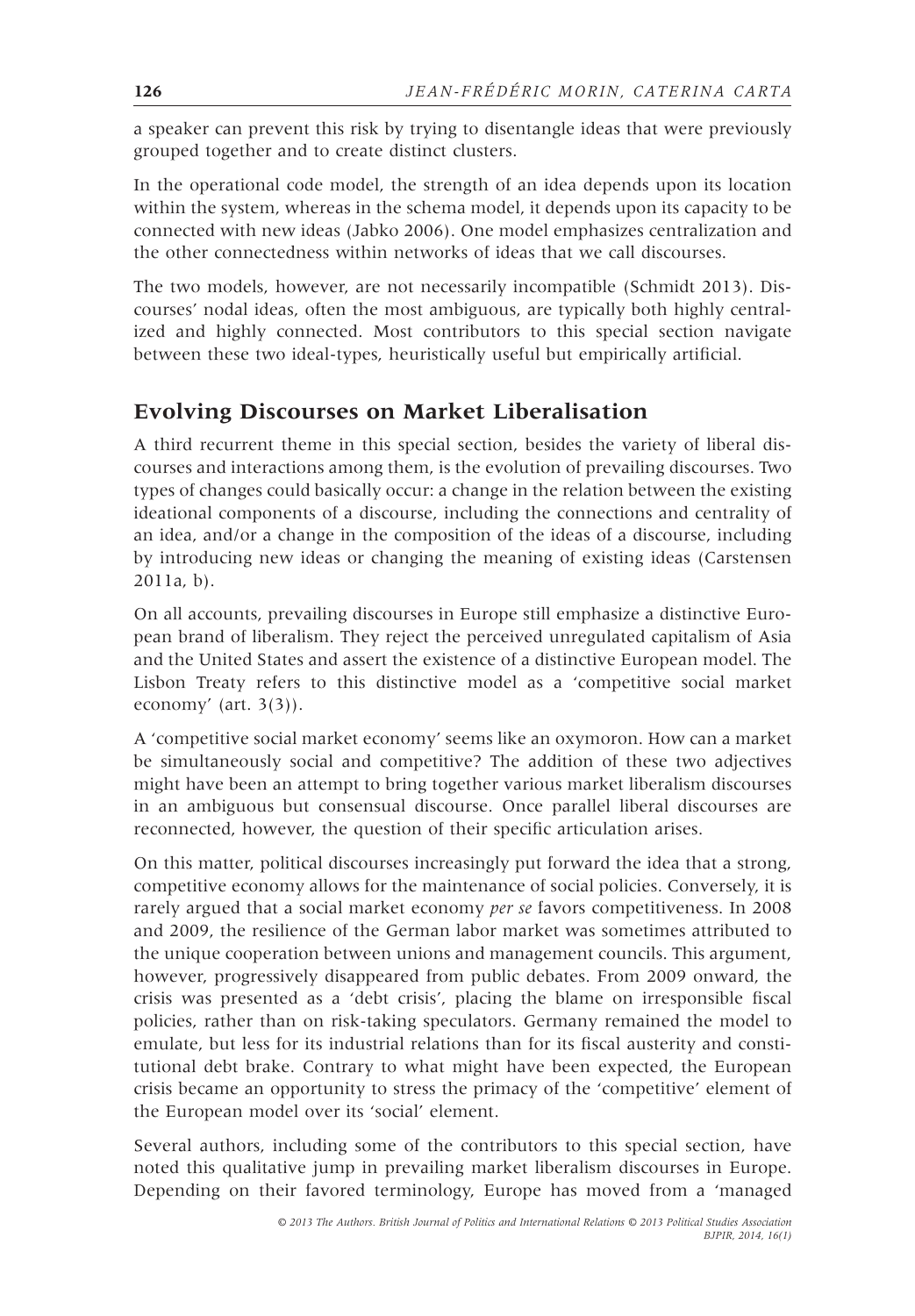a speaker can prevent this risk by trying to disentangle ideas that were previously grouped together and to create distinct clusters.

In the operational code model, the strength of an idea depends upon its location within the system, whereas in the schema model, it depends upon its capacity to be connected with new ideas (Jabko 2006). One model emphasizes centralization and the other connectedness within networks of ideas that we call discourses.

The two models, however, are not necessarily incompatible (Schmidt 2013). Discourses' nodal ideas, often the most ambiguous, are typically both highly centralized and highly connected. Most contributors to this special section navigate between these two ideal-types, heuristically useful but empirically artificial.

## Evolving Discourses on Market Liberalisation

A third recurrent theme in this special section, besides the variety of liberal discourses and interactions among them, is the evolution of prevailing discourses. Two types of changes could basically occur: a change in the relation between the existing ideational components of a discourse, including the connections and centrality of an idea, and/or a change in the composition of the ideas of a discourse, including by introducing new ideas or changing the meaning of existing ideas (Carstensen 2011a, b).

On all accounts, prevailing discourses in Europe still emphasize a distinctive European brand of liberalism. They reject the perceived unregulated capitalism of Asia and the United States and assert the existence of a distinctive European model. The Lisbon Treaty refers to this distinctive model as a 'competitive social market economy' (art. 3(3)).

A 'competitive social market economy' seems like an oxymoron. How can a market be simultaneously social and competitive? The addition of these two adjectives might have been an attempt to bring together various market liberalism discourses in an ambiguous but consensual discourse. Once parallel liberal discourses are reconnected, however, the question of their specific articulation arises.

On this matter, political discourses increasingly put forward the idea that a strong, competitive economy allows for the maintenance of social policies. Conversely, it is rarely argued that a social market economy *per se* favors competitiveness. In 2008 and 2009, the resilience of the German labor market was sometimes attributed to the unique cooperation between unions and management councils. This argument, however, progressively disappeared from public debates. From 2009 onward, the crisis was presented as a 'debt crisis', placing the blame on irresponsible fiscal policies, rather than on risk-taking speculators. Germany remained the model to emulate, but less for its industrial relations than for its fiscal austerity and constitutional debt brake. Contrary to what might have been expected, the European crisis became an opportunity to stress the primacy of the 'competitive' element of the European model over its 'social' element.

Several authors, including some of the contributors to this special section, have noted this qualitative jump in prevailing market liberalism discourses in Europe. Depending on their favored terminology, Europe has moved from a 'managed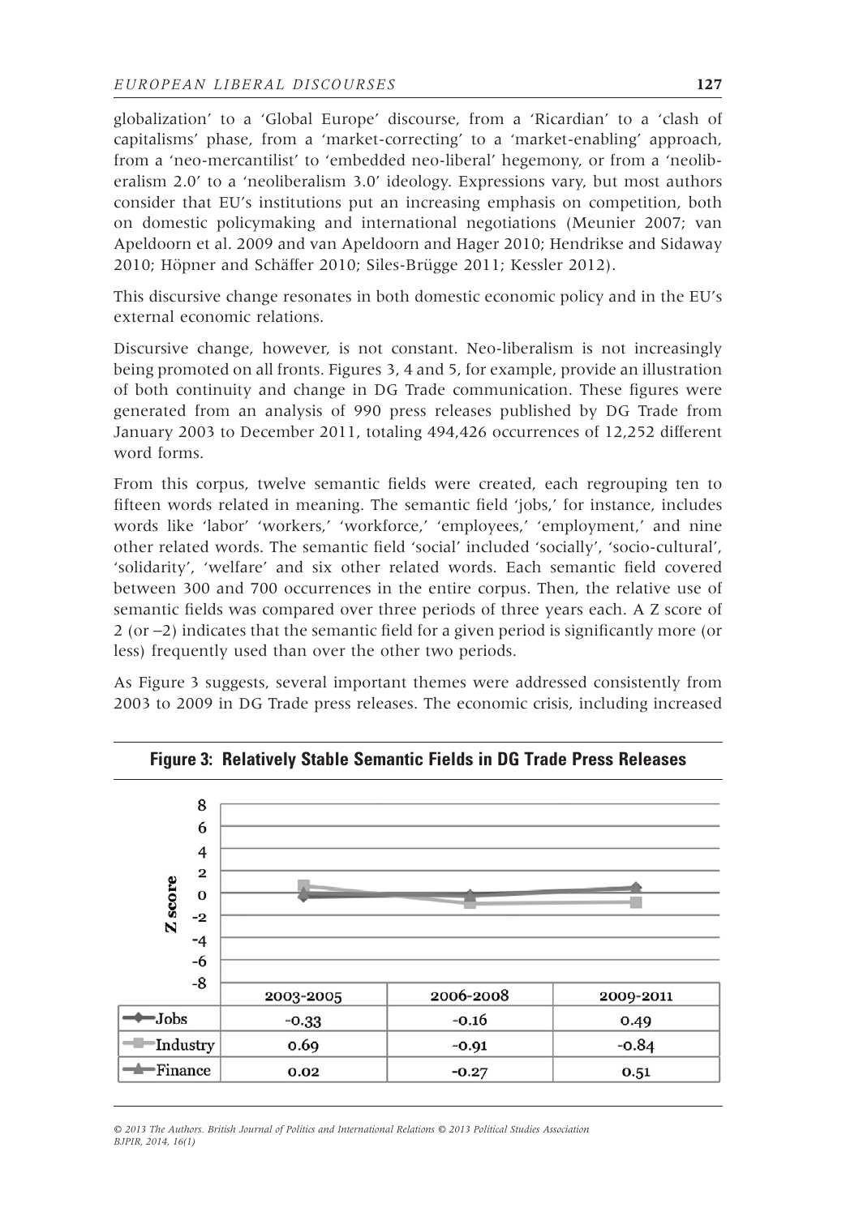globalization' to a 'Global Europe' discourse, from a 'Ricardian' to a 'clash of capitalisms' phase, from a 'market-correcting' to a 'market-enabling' approach, from a 'neo-mercantilist' to 'embedded neo-liberal' hegemony, or from a 'neoliberalism 2.0' to a 'neoliberalism 3.0' ideology. Expressions vary, but most authors consider that EU's institutions put an increasing emphasis on competition, both on domestic policymaking and international negotiations (Meunier 2007; van Apeldoorn et al. 2009 and van Apeldoorn and Hager 2010; Hendrikse and Sidaway 2010; Höpner and Schäffer 2010; Siles-Brügge 2011; Kessler 2012).

This discursive change resonates in both domestic economic policy and in the EU's external economic relations.

Discursive change, however, is not constant. Neo-liberalism is not increasingly being promoted on all fronts. Figures 3, 4 and 5, for example, provide an illustration of both continuity and change in DG Trade communication. These figures were generated from an analysis of 990 press releases published by DG Trade from January 2003 to December 2011, totaling 494,426 occurrences of 12,252 different word forms.

From this corpus, twelve semantic fields were created, each regrouping ten to fifteen words related in meaning. The semantic field 'jobs,' for instance, includes words like 'labor' 'workers,' 'workforce,' 'employees,' 'employment,' and nine other related words. The semantic field 'social' included 'socially', 'socio-cultural', 'solidarity', 'welfare' and six other related words. Each semantic field covered between 300 and 700 occurrences in the entire corpus. Then, the relative use of semantic fields was compared over three periods of three years each. A Z score of 2 (or −2) indicates that the semantic field for a given period is significantly more (or less) frequently used than over the other two periods.

As Figure 3 suggests, several important themes were addressed consistently from 2003 to 2009 in DG Trade press releases. The economic crisis, including increased

**Figure 3: Relatively Stable Semantic Fields in DG Trade Press Releases**

| | 2003-2005 | 2006-2008 | 2009-2011 |
|---|---|---|---|
| Jobs | -0.33 | -0.16 | 0.49 |
| Industry | 0.69 | -0.91 | -0.84 |
| Finance | 0.02 | -0.27 | 0.51 |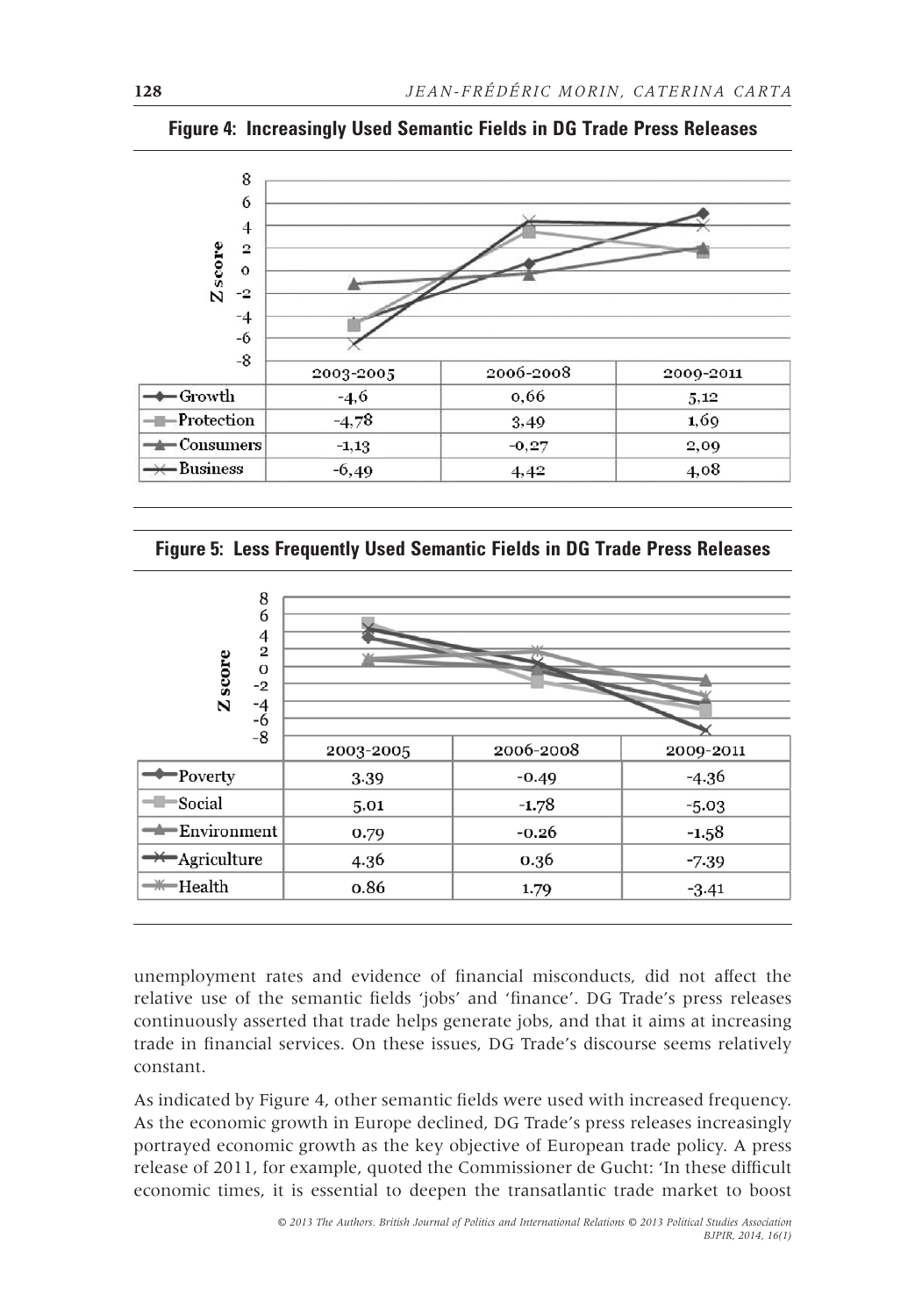**Figure 4: Increasingly Used Semantic Fields in DG Trade Press Releases**

| | 2003-2005 | 2006-2008 | 2009-2011 |
|---|---|---|---|
| Growth | -4,6 | 0,66 | 5,12 |
| Protection | -4,78 | 3,49 | 1,69 |
| Consumers | -1,13 | -0,27 | 2,09 |
| Business | -6,49 | 4,42 | 4,08 |

**Figure 5: Less Frequently Used Semantic Fields in DG Trade Press Releases**

| | 2003-2005 | 2006-2008 | 2009-2011 |
|---|---|---|---|
| Poverty | 3.39 | -0.49 | -4.36 |
| Social | 5.01 | -1.78 | -5.03 |
| Environment | 0.79 | -0.26 | -1.58 |
| Agriculture | 4.36 | 0.36 | -7.39 |
| Health | 0.86 | 1.79 | -3.41 |

unemployment rates and evidence of financial misconducts, did not affect the relative use of the semantic fields 'jobs' and 'finance'. DG Trade's press releases continuously asserted that trade helps generate jobs, and that it aims at increasing trade in financial services. On these issues, DG Trade's discourse seems relatively constant.

As indicated by Figure 4, other semantic fields were used with increased frequency. As the economic growth in Europe declined, DG Trade's press releases increasingly portrayed economic growth as the key objective of European trade policy. A press release of 2011, for example, quoted the Commissioner de Gucht: 'In these difficult economic times, it is essential to deepen the transatlantic trade market to boost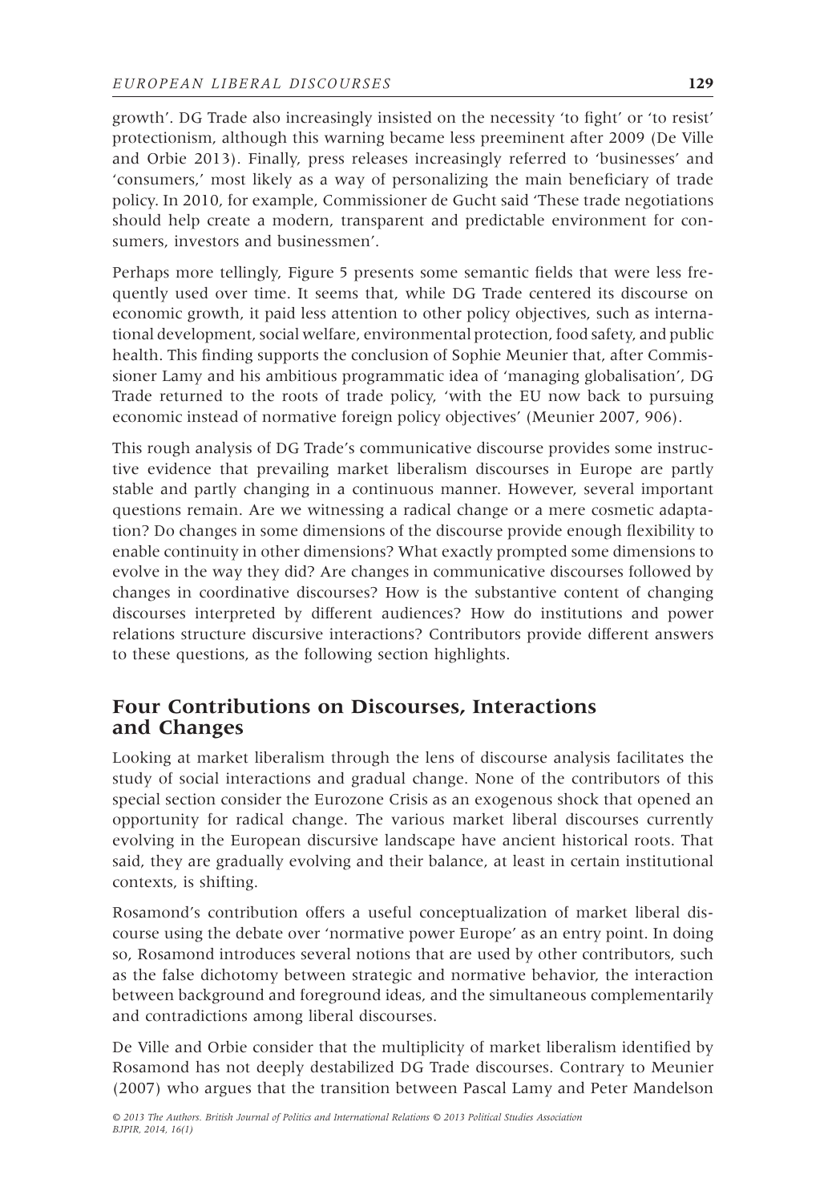growth'. DG Trade also increasingly insisted on the necessity 'to fight' or 'to resist' protectionism, although this warning became less preeminent after 2009 (De Ville and Orbie 2013). Finally, press releases increasingly referred to 'businesses' and 'consumers,' most likely as a way of personalizing the main beneficiary of trade policy. In 2010, for example, Commissioner de Gucht said 'These trade negotiations should help create a modern, transparent and predictable environment for consumers, investors and businessmen'.

Perhaps more tellingly, Figure 5 presents some semantic fields that were less frequently used over time. It seems that, while DG Trade centered its discourse on economic growth, it paid less attention to other policy objectives, such as international development, social welfare, environmental protection, food safety, and public health. This finding supports the conclusion of Sophie Meunier that, after Commissioner Lamy and his ambitious programmatic idea of 'managing globalisation', DG Trade returned to the roots of trade policy, 'with the EU now back to pursuing economic instead of normative foreign policy objectives' (Meunier 2007, 906).

This rough analysis of DG Trade's communicative discourse provides some instructive evidence that prevailing market liberalism discourses in Europe are partly stable and partly changing in a continuous manner. However, several important questions remain. Are we witnessing a radical change or a mere cosmetic adaptation? Do changes in some dimensions of the discourse provide enough flexibility to enable continuity in other dimensions? What exactly prompted some dimensions to evolve in the way they did? Are changes in communicative discourses followed by changes in coordinative discourses? How is the substantive content of changing discourses interpreted by different audiences? How do institutions and power relations structure discursive interactions? Contributors provide different answers to these questions, as the following section highlights.

## Four Contributions on Discourses, Interactions and Changes

Looking at market liberalism through the lens of discourse analysis facilitates the study of social interactions and gradual change. None of the contributors of this special section consider the Eurozone Crisis as an exogenous shock that opened an opportunity for radical change. The various market liberal discourses currently evolving in the European discursive landscape have ancient historical roots. That said, they are gradually evolving and their balance, at least in certain institutional contexts, is shifting.

Rosamond's contribution offers a useful conceptualization of market liberal discourse using the debate over 'normative power Europe' as an entry point. In doing so, Rosamond introduces several notions that are used by other contributors, such as the false dichotomy between strategic and normative behavior, the interaction between background and foreground ideas, and the simultaneous complementarily and contradictions among liberal discourses.

De Ville and Orbie consider that the multiplicity of market liberalism identified by Rosamond has not deeply destabilized DG Trade discourses. Contrary to Meunier (2007) who argues that the transition between Pascal Lamy and Peter Mandelson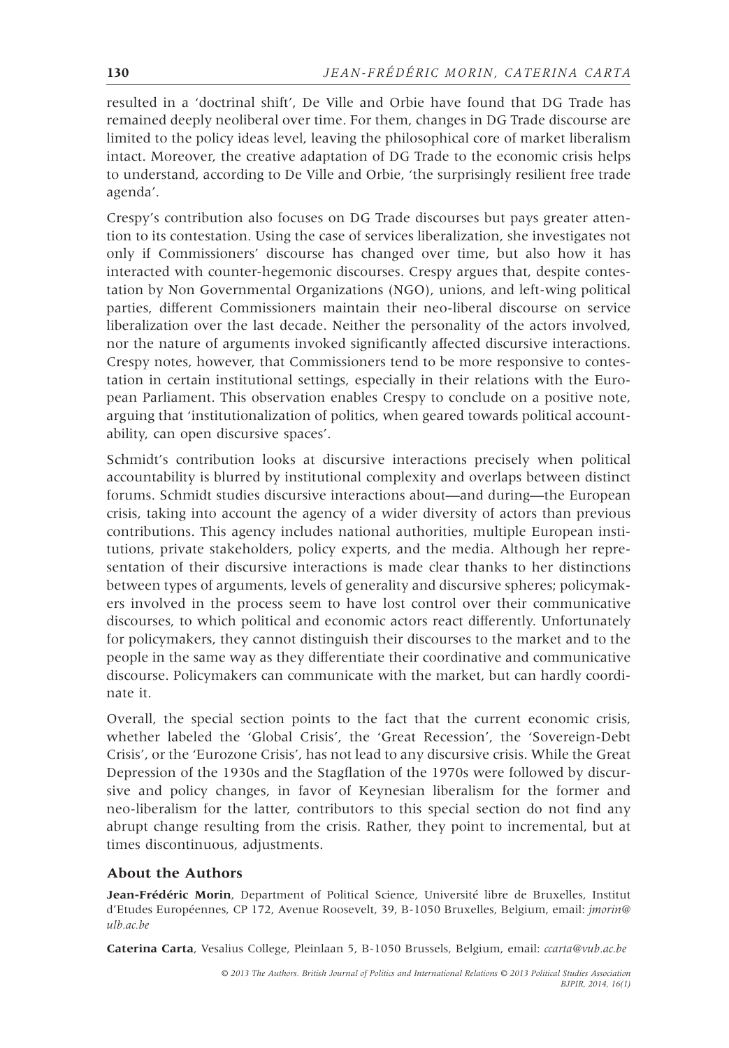resulted in a 'doctrinal shift', De Ville and Orbie have found that DG Trade has remained deeply neoliberal over time. For them, changes in DG Trade discourse are limited to the policy ideas level, leaving the philosophical core of market liberalism intact. Moreover, the creative adaptation of DG Trade to the economic crisis helps to understand, according to De Ville and Orbie, 'the surprisingly resilient free trade agenda'.

Crespy's contribution also focuses on DG Trade discourses but pays greater attention to its contestation. Using the case of services liberalization, she investigates not only if Commissioners' discourse has changed over time, but also how it has interacted with counter-hegemonic discourses. Crespy argues that, despite contestation by Non Governmental Organizations (NGO), unions, and left-wing political parties, different Commissioners maintain their neo-liberal discourse on service liberalization over the last decade. Neither the personality of the actors involved, nor the nature of arguments invoked significantly affected discursive interactions. Crespy notes, however, that Commissioners tend to be more responsive to contestation in certain institutional settings, especially in their relations with the European Parliament. This observation enables Crespy to conclude on a positive note, arguing that 'institutionalization of politics, when geared towards political accountability, can open discursive spaces'.

Schmidt's contribution looks at discursive interactions precisely when political accountability is blurred by institutional complexity and overlaps between distinct forums. Schmidt studies discursive interactions about—and during—the European crisis, taking into account the agency of a wider diversity of actors than previous contributions. This agency includes national authorities, multiple European institutions, private stakeholders, policy experts, and the media. Although her representation of their discursive interactions is made clear thanks to her distinctions between types of arguments, levels of generality and discursive spheres; policymakers involved in the process seem to have lost control over their communicative discourses, to which political and economic actors react differently. Unfortunately for policymakers, they cannot distinguish their discourses to the market and to the people in the same way as they differentiate their coordinative and communicative discourse. Policymakers can communicate with the market, but can hardly coordinate it.

Overall, the special section points to the fact that the current economic crisis, whether labeled the 'Global Crisis', the 'Great Recession', the 'Sovereign-Debt Crisis', or the 'Eurozone Crisis', has not lead to any discursive crisis. While the Great Depression of the 1930s and the Stagflation of the 1970s were followed by discursive and policy changes, in favor of Keynesian liberalism for the former and neo-liberalism for the latter, contributors to this special section do not find any abrupt change resulting from the crisis. Rather, they point to incremental, but at times discontinuous, adjustments.

## About the Authors

**Jean-Frédéric Morin**, Department of Political Science, Université libre de Bruxelles, Institut d'Etudes Européennes, CP 172, Avenue Roosevelt, 39, B-1050 Bruxelles, Belgium, email: *jmorin@ulb.ac.be*

**Caterina Carta**, Vesalius College, Pleinlaan 5, B-1050 Brussels, Belgium, email: *ccarta@vub.ac.be*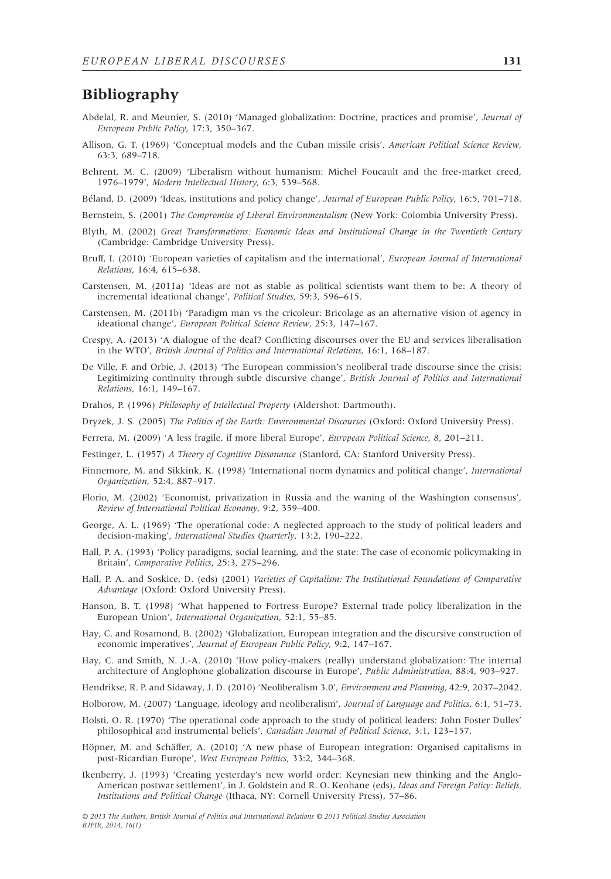## Bibliography

Abdelal, R. and Meunier, S. (2010) 'Managed globalization: Doctrine, practices and promise', *Journal of European Public Policy*, 17:3, 350–367.

Allison, G. T. (1969) 'Conceptual models and the Cuban missile crisis', *American Political Science Review*, 63:3, 689–718.

Behrent, M. C. (2009) 'Liberalism without humanism: Michel Foucault and the free-market creed, 1976–1979', *Modern Intellectual History*, 6:3, 539–568.

Béland, D. (2009) 'Ideas, institutions and policy change', *Journal of European Public Policy*, 16:5, 701–718.

Bernstein, S. (2001) *The Compromise of Liberal Environmentalism* (New York: Colombia University Press).

Blyth, M. (2002) *Great Transformations: Economic Ideas and Institutional Change in the Twentieth Century* (Cambridge: Cambridge University Press).

Bruff, I. (2010) 'European varieties of capitalism and the international', *European Journal of International Relations*, 16:4, 615–638.

Carstensen, M. (2011a) 'Ideas are not as stable as political scientists want them to be: A theory of incremental ideational change', *Political Studies*, 59:3, 596–615.

Carstensen, M. (2011b) 'Paradigm man vs the cricoleur: Bricolage as an alternative vision of agency in ideational change', *European Political Science Review*, 25:3, 147–167.

Crespy, A. (2013) 'A dialogue of the deaf? Conflicting discourses over the EU and services liberalisation in the WTO', *British Journal of Politics and International Relations*, 16:1, 168–187.

De Ville, F. and Orbie, J. (2013) 'The European commission's neoliberal trade discourse since the crisis: Legitimizing continuity through subtle discursive change', *British Journal of Politics and International Relations*, 16:1, 149–167.

Drahos, P. (1996) *Philosophy of Intellectual Property* (Aldershot: Dartmouth).

Dryzek, J. S. (2005) *The Politics of the Earth: Environmental Discourses* (Oxford: Oxford University Press).

Ferrera, M. (2009) 'A less fragile, if more liberal Europe', *European Political Science*, 8, 201–211.

Festinger, L. (1957) *A Theory of Cognitive Dissonance* (Stanford, CA: Stanford University Press).

Finnemore, M. and Sikkink, K. (1998) 'International norm dynamics and political change', *International Organization*, 52:4, 887–917.

Florio, M. (2002) 'Economist, privatization in Russia and the waning of the Washington consensus', *Review of International Political Economy*, 9:2, 359–400.

George, A. L. (1969) 'The operational code: A neglected approach to the study of political leaders and decision-making', *International Studies Quarterly*, 13:2, 190–222.

Hall, P. A. (1993) 'Policy paradigms, social learning, and the state: The case of economic policymaking in Britain', *Comparative Politics*, 25:3, 275–296.

Hall, P. A. and Soskice, D. (eds) (2001) *Varieties of Capitalism: The Institutional Foundations of Comparative Advantage* (Oxford: Oxford University Press).

Hanson, B. T. (1998) 'What happened to Fortress Europe? External trade policy liberalization in the European Union', *International Organization*, 52:1, 55–85.

Hay, C. and Rosamond, B. (2002) 'Globalization, European integration and the discursive construction of economic imperatives', *Journal of European Public Policy*, 9:2, 147–167.

Hay, C. and Smith, N. J.-A. (2010) 'How policy-makers (really) understand globalization: The internal architecture of Anglophone globalization discourse in Europe', *Public Administration*, 88:4, 903–927.

Hendrikse, R. P. and Sidaway, J. D. (2010) 'Neoliberalism 3.0', *Environment and Planning*, 42:9, 2037–2042.

Holborow, M. (2007) 'Language, ideology and neoliberalism', *Journal of Language and Politics*, 6:1, 51–73.

Holsti, O. R. (1970) 'The operational code approach to the study of political leaders: John Foster Dulles' philosophical and instrumental beliefs', *Canadian Journal of Political Science*, 3:1, 123–157.

Höpner, M. and Schäffer, A. (2010) 'A new phase of European integration: Organised capitalisms in post-Ricardian Europe', *West European Politics*, 33:2, 344–368.

Ikenberry, J. (1993) 'Creating yesterday's new world order: Keynesian new thinking and the Anglo-American postwar settlement', in J. Goldstein and R. O. Keohane (eds), *Ideas and Foreign Policy: Beliefs, Institutions and Political Change* (Ithaca, NY: Cornell University Press), 57–86.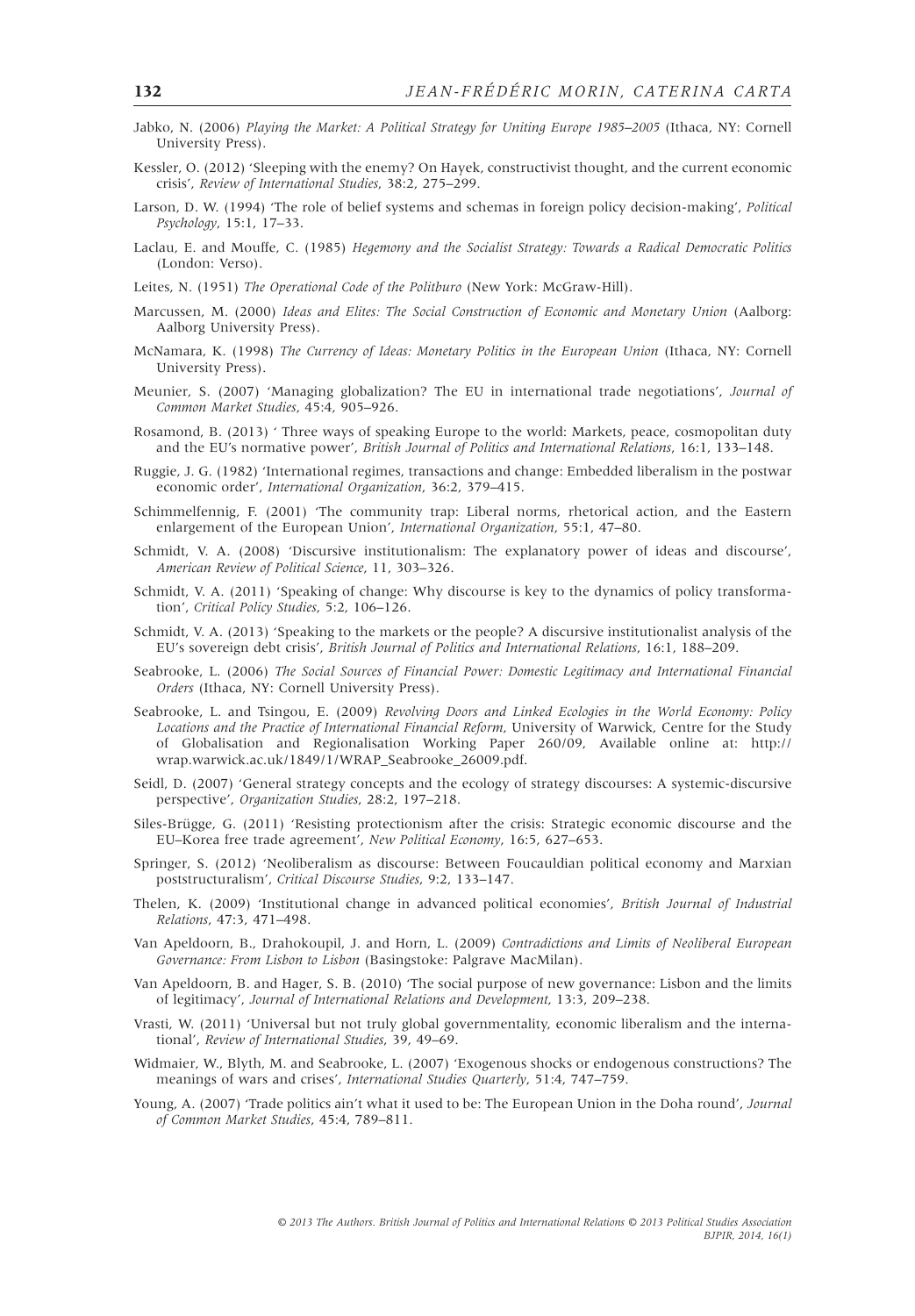Jabko, N. (2006) *Playing the Market: A Political Strategy for Uniting Europe 1985–2005* (Ithaca, NY: Cornell University Press).

Kessler, O. (2012) 'Sleeping with the enemy? On Hayek, constructivist thought, and the current economic crisis', *Review of International Studies*, 38:2, 275–299.

Larson, D. W. (1994) 'The role of belief systems and schemas in foreign policy decision-making', *Political Psychology*, 15:1, 17–33.

Laclau, E. and Mouffe, C. (1985) *Hegemony and the Socialist Strategy: Towards a Radical Democratic Politics* (London: Verso).

Leites, N. (1951) *The Operational Code of the Politburo* (New York: McGraw-Hill).

Marcussen, M. (2000) *Ideas and Elites: The Social Construction of Economic and Monetary Union* (Aalborg: Aalborg University Press).

McNamara, K. (1998) *The Currency of Ideas: Monetary Politics in the European Union* (Ithaca, NY: Cornell University Press).

Meunier, S. (2007) 'Managing globalization? The EU in international trade negotiations', *Journal of Common Market Studies*, 45:4, 905–926.

Rosamond, B. (2013) ' Three ways of speaking Europe to the world: Markets, peace, cosmopolitan duty and the EU's normative power', *British Journal of Politics and International Relations*, 16:1, 133–148.

Ruggie, J. G. (1982) 'International regimes, transactions and change: Embedded liberalism in the postwar economic order', *International Organization*, 36:2, 379–415.

Schimmelfennig, F. (2001) 'The community trap: Liberal norms, rhetorical action, and the Eastern enlargement of the European Union', *International Organization*, 55:1, 47–80.

Schmidt, V. A. (2008) 'Discursive institutionalism: The explanatory power of ideas and discourse', *American Review of Political Science*, 11, 303–326.

Schmidt, V. A. (2011) 'Speaking of change: Why discourse is key to the dynamics of policy transformation', *Critical Policy Studies*, 5:2, 106–126.

Schmidt, V. A. (2013) 'Speaking to the markets or the people? A discursive institutionalist analysis of the EU's sovereign debt crisis', *British Journal of Politics and International Relations*, 16:1, 188–209.

Seabrooke, L. (2006) *The Social Sources of Financial Power: Domestic Legitimacy and International Financial Orders* (Ithaca, NY: Cornell University Press).

Seabrooke, L. and Tsingou, E. (2009) *Revolving Doors and Linked Ecologies in the World Economy: Policy Locations and the Practice of International Financial Reform*, University of Warwick, Centre for the Study of Globalisation and Regionalisation Working Paper 260/09, Available online at: http://wrap.warwick.ac.uk/1849/1/WRAP_Seabrooke_26009.pdf.

Seidl, D. (2007) 'General strategy concepts and the ecology of strategy discourses: A systemic-discursive perspective', *Organization Studies*, 28:2, 197–218.

Siles-Brügge, G. (2011) 'Resisting protectionism after the crisis: Strategic economic discourse and the EU–Korea free trade agreement', *New Political Economy*, 16:5, 627–653.

Springer, S. (2012) 'Neoliberalism as discourse: Between Foucauldian political economy and Marxian poststructuralism', *Critical Discourse Studies*, 9:2, 133–147.

Thelen, K. (2009) 'Institutional change in advanced political economies', *British Journal of Industrial Relations*, 47:3, 471–498.

Van Apeldoorn, B., Drahokoupil, J. and Horn, L. (2009) *Contradictions and Limits of Neoliberal European Governance: From Lisbon to Lisbon* (Basingstoke: Palgrave MacMilan).

Van Apeldoorn, B. and Hager, S. B. (2010) 'The social purpose of new governance: Lisbon and the limits of legitimacy', *Journal of International Relations and Development*, 13:3, 209–238.

Vrasti, W. (2011) 'Universal but not truly global governmentality, economic liberalism and the international', *Review of International Studies*, 39, 49–69.

Widmaier, W., Blyth, M. and Seabrooke, L. (2007) 'Exogenous shocks or endogenous constructions? The meanings of wars and crises', *International Studies Quarterly*, 51:4, 747–759.

Young, A. (2007) 'Trade politics ain't what it used to be: The European Union in the Doha round', *Journal of Common Market Studies*, 45:4, 789–811.